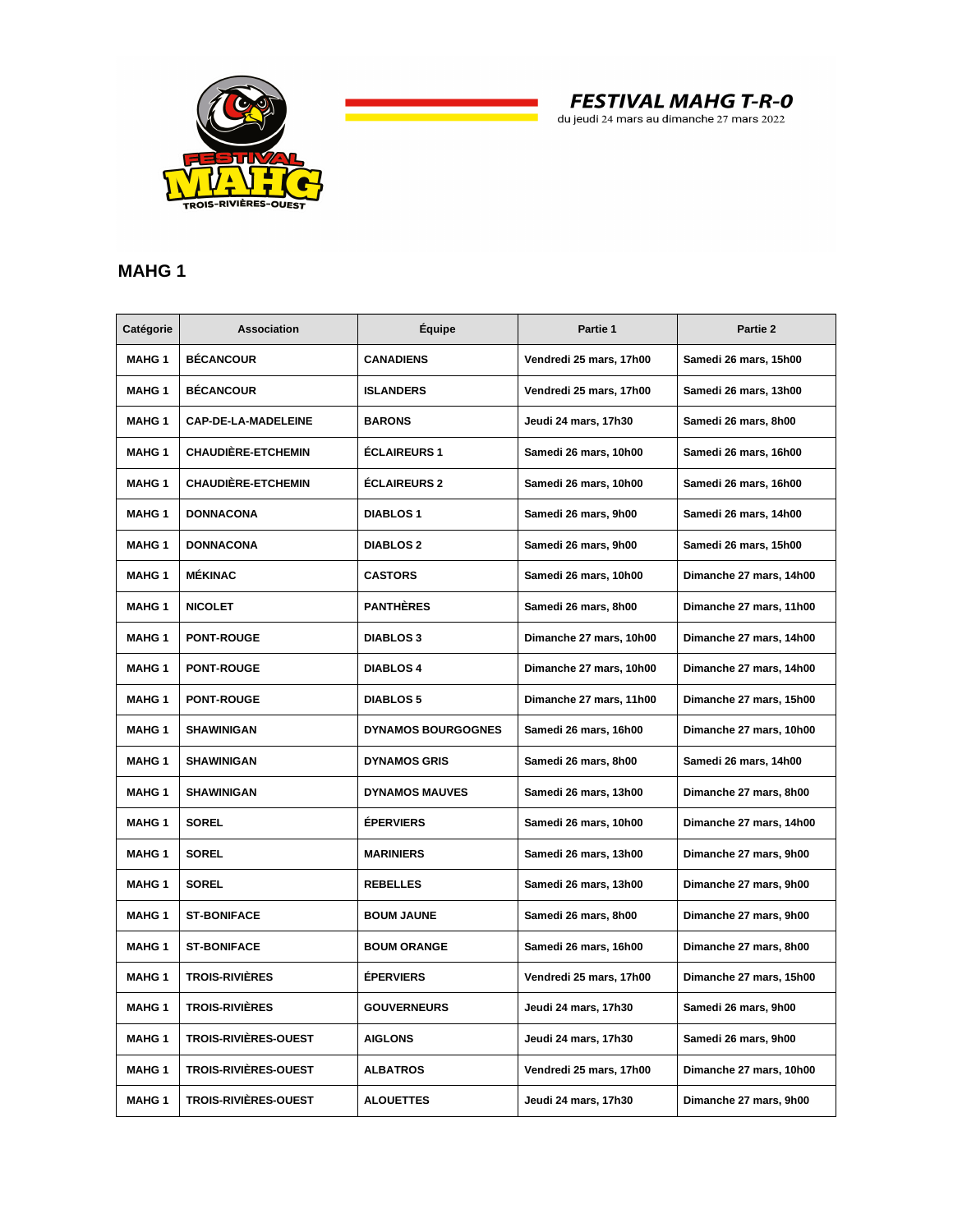**FESTIVAL MAHG T-R-O**
du jeudi 24 mars au dimanche 27 mars 2022

## MAHG 1

| Catégorie | Association | Équipe | Partie 1 | Partie 2 |
|---|---|---|---|---|
| MAHG 1 | BÉCANCOUR | CANADIENS | Vendredi 25 mars, 17h00 | Samedi 26 mars, 15h00 |
| MAHG 1 | BÉCANCOUR | ISLANDERS | Vendredi 25 mars, 17h00 | Samedi 26 mars, 13h00 |
| MAHG 1 | CAP-DE-LA-MADELEINE | BARONS | Jeudi 24 mars, 17h30 | Samedi 26 mars, 8h00 |
| MAHG 1 | CHAUDIÈRE-ETCHEMIN | ÉCLAIREURS 1 | Samedi 26 mars, 10h00 | Samedi 26 mars, 16h00 |
| MAHG 1 | CHAUDIÈRE-ETCHEMIN | ÉCLAIREURS 2 | Samedi 26 mars, 10h00 | Samedi 26 mars, 16h00 |
| MAHG 1 | DONNACONA | DIABLOS 1 | Samedi 26 mars, 9h00 | Samedi 26 mars, 14h00 |
| MAHG 1 | DONNACONA | DIABLOS 2 | Samedi 26 mars, 9h00 | Samedi 26 mars, 15h00 |
| MAHG 1 | MÉKINAC | CASTORS | Samedi 26 mars, 10h00 | Dimanche 27 mars, 14h00 |
| MAHG 1 | NICOLET | PANTHÈRES | Samedi 26 mars, 8h00 | Dimanche 27 mars, 11h00 |
| MAHG 1 | PONT-ROUGE | DIABLOS 3 | Dimanche 27 mars, 10h00 | Dimanche 27 mars, 14h00 |
| MAHG 1 | PONT-ROUGE | DIABLOS 4 | Dimanche 27 mars, 10h00 | Dimanche 27 mars, 14h00 |
| MAHG 1 | PONT-ROUGE | DIABLOS 5 | Dimanche 27 mars, 11h00 | Dimanche 27 mars, 15h00 |
| MAHG 1 | SHAWINIGAN | DYNAMOS BOURGOGNES | Samedi 26 mars, 16h00 | Dimanche 27 mars, 10h00 |
| MAHG 1 | SHAWINIGAN | DYNAMOS GRIS | Samedi 26 mars, 8h00 | Samedi 26 mars, 14h00 |
| MAHG 1 | SHAWINIGAN | DYNAMOS MAUVES | Samedi 26 mars, 13h00 | Dimanche 27 mars, 8h00 |
| MAHG 1 | SOREL | ÉPERVIERS | Samedi 26 mars, 10h00 | Dimanche 27 mars, 14h00 |
| MAHG 1 | SOREL | MARINIERS | Samedi 26 mars, 13h00 | Dimanche 27 mars, 9h00 |
| MAHG 1 | SOREL | REBELLES | Samedi 26 mars, 13h00 | Dimanche 27 mars, 9h00 |
| MAHG 1 | ST-BONIFACE | BOUM JAUNE | Samedi 26 mars, 8h00 | Dimanche 27 mars, 9h00 |
| MAHG 1 | ST-BONIFACE | BOUM ORANGE | Samedi 26 mars, 16h00 | Dimanche 27 mars, 8h00 |
| MAHG 1 | TROIS-RIVIÈRES | ÉPERVIERS | Vendredi 25 mars, 17h00 | Dimanche 27 mars, 15h00 |
| MAHG 1 | TROIS-RIVIÈRES | GOUVERNEURS | Jeudi 24 mars, 17h30 | Samedi 26 mars, 9h00 |
| MAHG 1 | TROIS-RIVIÈRES-OUEST | AIGLONS | Jeudi 24 mars, 17h30 | Samedi 26 mars, 9h00 |
| MAHG 1 | TROIS-RIVIÈRES-OUEST | ALBATROS | Vendredi 25 mars, 17h00 | Dimanche 27 mars, 10h00 |
| MAHG 1 | TROIS-RIVIÈRES-OUEST | ALOUETTES | Jeudi 24 mars, 17h30 | Dimanche 27 mars, 9h00 |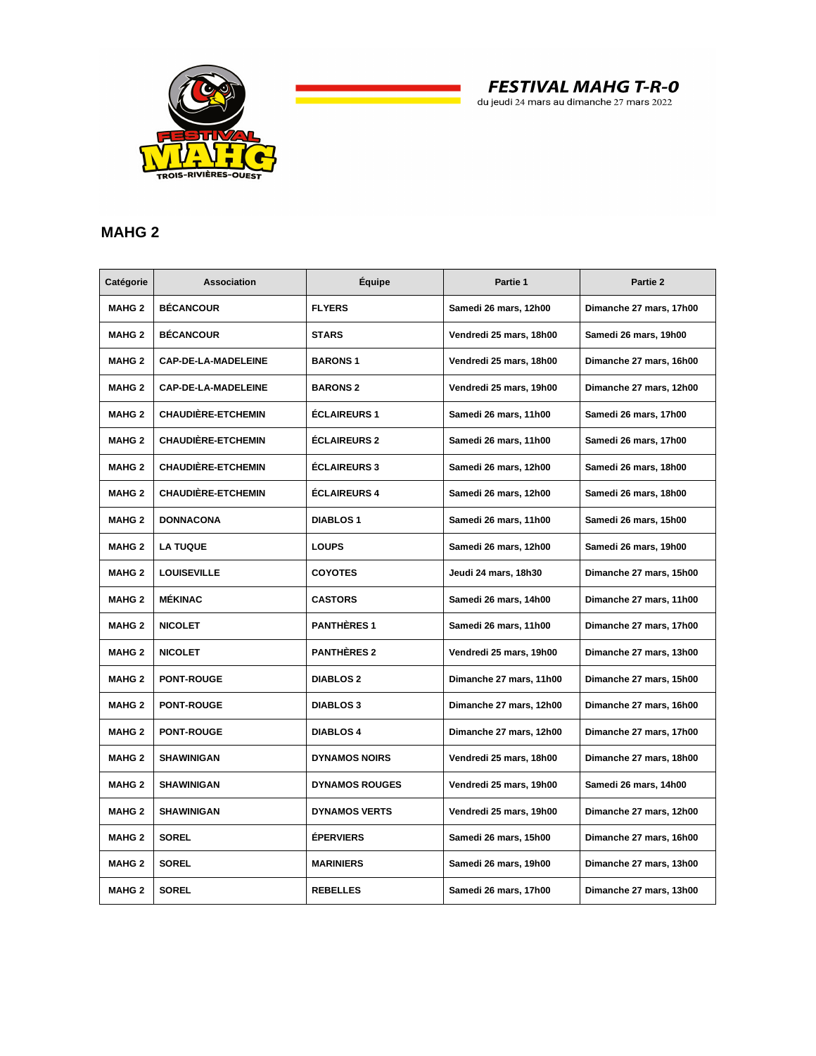**FESTIVAL MAHG T-R-0**

du jeudi 24 mars au dimanche 27 mars 2022

## MAHG 2

| Catégorie | Association | Équipe | Partie 1 | Partie 2 |
|---|---|---|---|---|
| MAHG 2 | BÉCANCOUR | FLYERS | Samedi 26 mars, 12h00 | Dimanche 27 mars, 17h00 |
| MAHG 2 | BÉCANCOUR | STARS | Vendredi 25 mars, 18h00 | Samedi 26 mars, 19h00 |
| MAHG 2 | CAP-DE-LA-MADELEINE | BARONS 1 | Vendredi 25 mars, 18h00 | Dimanche 27 mars, 16h00 |
| MAHG 2 | CAP-DE-LA-MADELEINE | BARONS 2 | Vendredi 25 mars, 19h00 | Dimanche 27 mars, 12h00 |
| MAHG 2 | CHAUDIÈRE-ETCHEMIN | ÉCLAIREURS 1 | Samedi 26 mars, 11h00 | Samedi 26 mars, 17h00 |
| MAHG 2 | CHAUDIÈRE-ETCHEMIN | ÉCLAIREURS 2 | Samedi 26 mars, 11h00 | Samedi 26 mars, 17h00 |
| MAHG 2 | CHAUDIÈRE-ETCHEMIN | ÉCLAIREURS 3 | Samedi 26 mars, 12h00 | Samedi 26 mars, 18h00 |
| MAHG 2 | CHAUDIÈRE-ETCHEMIN | ÉCLAIREURS 4 | Samedi 26 mars, 12h00 | Samedi 26 mars, 18h00 |
| MAHG 2 | DONNACONA | DIABLOS 1 | Samedi 26 mars, 11h00 | Samedi 26 mars, 15h00 |
| MAHG 2 | LA TUQUE | LOUPS | Samedi 26 mars, 12h00 | Samedi 26 mars, 19h00 |
| MAHG 2 | LOUISEVILLE | COYOTES | Jeudi 24 mars, 18h30 | Dimanche 27 mars, 15h00 |
| MAHG 2 | MÉKINAC | CASTORS | Samedi 26 mars, 14h00 | Dimanche 27 mars, 11h00 |
| MAHG 2 | NICOLET | PANTHÈRES 1 | Samedi 26 mars, 11h00 | Dimanche 27 mars, 17h00 |
| MAHG 2 | NICOLET | PANTHÈRES 2 | Vendredi 25 mars, 19h00 | Dimanche 27 mars, 13h00 |
| MAHG 2 | PONT-ROUGE | DIABLOS 2 | Dimanche 27 mars, 11h00 | Dimanche 27 mars, 15h00 |
| MAHG 2 | PONT-ROUGE | DIABLOS 3 | Dimanche 27 mars, 12h00 | Dimanche 27 mars, 16h00 |
| MAHG 2 | PONT-ROUGE | DIABLOS 4 | Dimanche 27 mars, 12h00 | Dimanche 27 mars, 17h00 |
| MAHG 2 | SHAWINIGAN | DYNAMOS NOIRS | Vendredi 25 mars, 18h00 | Dimanche 27 mars, 18h00 |
| MAHG 2 | SHAWINIGAN | DYNAMOS ROUGES | Vendredi 25 mars, 19h00 | Samedi 26 mars, 14h00 |
| MAHG 2 | SHAWINIGAN | DYNAMOS VERTS | Vendredi 25 mars, 19h00 | Dimanche 27 mars, 12h00 |
| MAHG 2 | SOREL | ÉPERVIERS | Samedi 26 mars, 15h00 | Dimanche 27 mars, 16h00 |
| MAHG 2 | SOREL | MARINIERS | Samedi 26 mars, 19h00 | Dimanche 27 mars, 13h00 |
| MAHG 2 | SOREL | REBELLES | Samedi 26 mars, 17h00 | Dimanche 27 mars, 13h00 |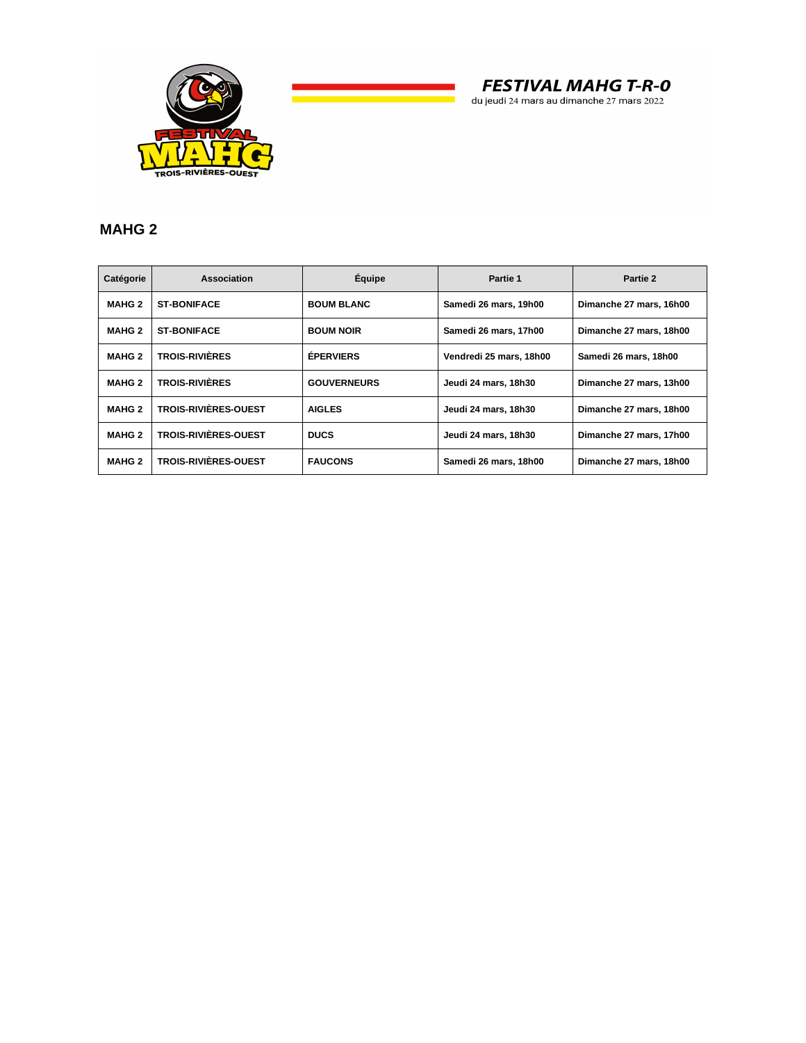**FESTIVAL MAHG T-R-O**

du jeudi 24 mars au dimanche 27 mars 2022

## MAHG 2

| Catégorie | Association | Équipe | Partie 1 | Partie 2 |
|---|---|---|---|---|
| MAHG 2 | ST-BONIFACE | BOUM BLANC | Samedi 26 mars, 19h00 | Dimanche 27 mars, 16h00 |
| MAHG 2 | ST-BONIFACE | BOUM NOIR | Samedi 26 mars, 17h00 | Dimanche 27 mars, 18h00 |
| MAHG 2 | TROIS-RIVIÈRES | ÉPERVIERS | Vendredi 25 mars, 18h00 | Samedi 26 mars, 18h00 |
| MAHG 2 | TROIS-RIVIÈRES | GOUVERNEURS | Jeudi 24 mars, 18h30 | Dimanche 27 mars, 13h00 |
| MAHG 2 | TROIS-RIVIÈRES-OUEST | AIGLES | Jeudi 24 mars, 18h30 | Dimanche 27 mars, 18h00 |
| MAHG 2 | TROIS-RIVIÈRES-OUEST | DUCS | Jeudi 24 mars, 18h30 | Dimanche 27 mars, 17h00 |
| MAHG 2 | TROIS-RIVIÈRES-OUEST | FAUCONS | Samedi 26 mars, 18h00 | Dimanche 27 mars, 18h00 |